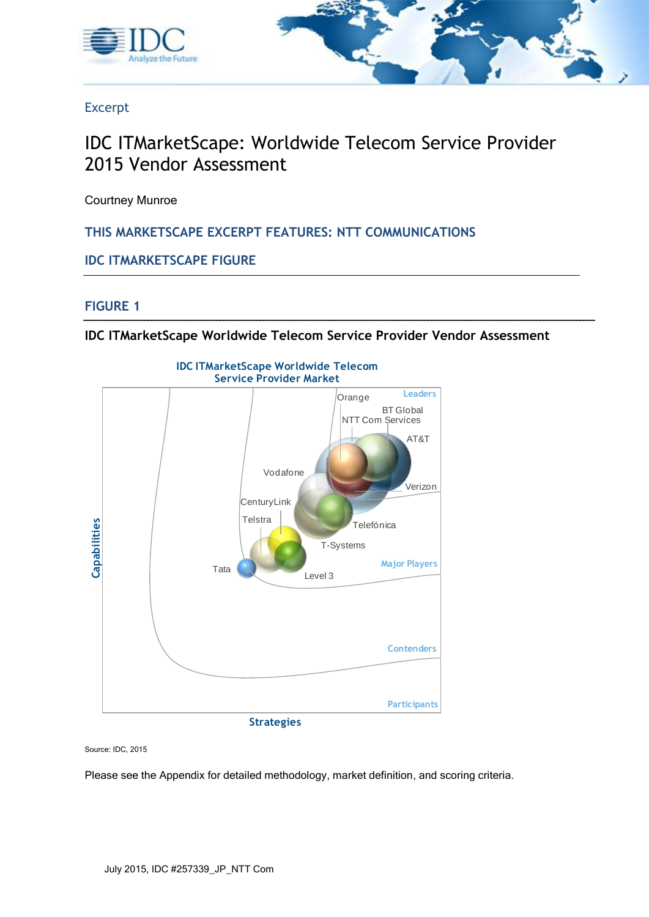Excerpt

# IDC ITMarketScape: Worldwide Telecom Service Provider 2015 Vendor Assessment

Courtney Munroe

## THIS MARKETSCAPE EXCERPT FEATURES: NTT COMMUNICATIONS

## IDC ITMARKETSCAPE FIGURE

## FIGURE 1

### IDC ITMarketScape Worldwide Telecom Service Provider Vendor Assessment

IDC ITMarketScape Worldwide Telecom Service Provider Market

Capabilities

Strategies

Leaders

Major Players

Contenders

Participants

Orange

BT Global

NTT Com Services

AT&T

Verizon

Vodafone

CenturyLink

Telstra

Telefónica

T-Systems

Tata

Level 3

Source: IDC, 2015

Please see the Appendix for detailed methodology, market definition, and scoring criteria.

July 2015, IDC #257339_JP_NTT Com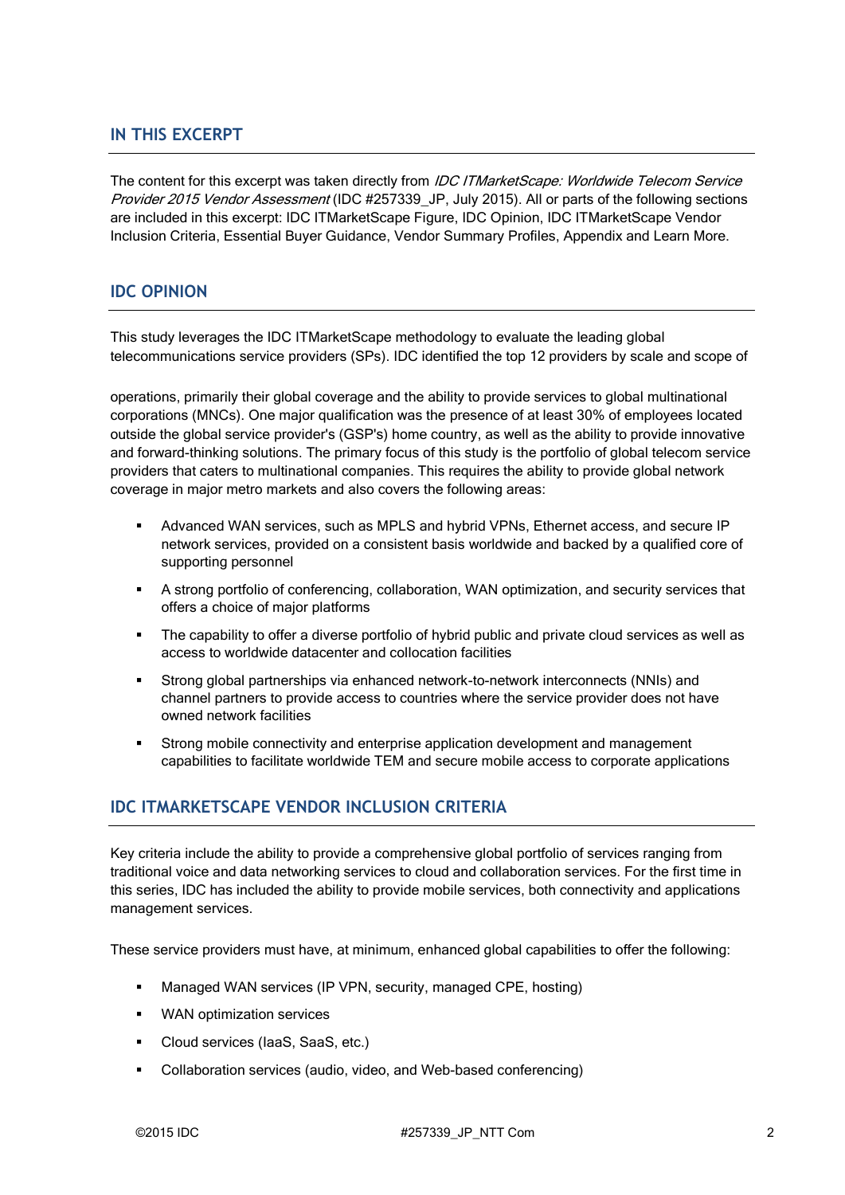## IN THIS EXCERPT

The content for this excerpt was taken directly from *IDC ITMarketScape: Worldwide Telecom Service Provider 2015 Vendor Assessment* (IDC #257339_JP, July 2015). All or parts of the following sections are included in this excerpt: IDC ITMarketScape Figure, IDC Opinion, IDC ITMarketScape Vendor Inclusion Criteria, Essential Buyer Guidance, Vendor Summary Profiles, Appendix and Learn More.

## IDC OPINION

This study leverages the IDC ITMarketScape methodology to evaluate the leading global telecommunications service providers (SPs). IDC identified the top 12 providers by scale and scope of operations, primarily their global coverage and the ability to provide services to global multinational corporations (MNCs). One major qualification was the presence of at least 30% of employees located outside the global service provider's (GSP's) home country, as well as the ability to provide innovative and forward-thinking solutions. The primary focus of this study is the portfolio of global telecom service providers that caters to multinational companies. This requires the ability to provide global network coverage in major metro markets and also covers the following areas:

- Advanced WAN services, such as MPLS and hybrid VPNs, Ethernet access, and secure IP network services, provided on a consistent basis worldwide and backed by a qualified core of supporting personnel
- A strong portfolio of conferencing, collaboration, WAN optimization, and security services that offers a choice of major platforms
- The capability to offer a diverse portfolio of hybrid public and private cloud services as well as access to worldwide datacenter and collocation facilities
- Strong global partnerships via enhanced network-to-network interconnects (NNIs) and channel partners to provide access to countries where the service provider does not have owned network facilities
- Strong mobile connectivity and enterprise application development and management capabilities to facilitate worldwide TEM and secure mobile access to corporate applications

## IDC ITMARKETSCAPE VENDOR INCLUSION CRITERIA

Key criteria include the ability to provide a comprehensive global portfolio of services ranging from traditional voice and data networking services to cloud and collaboration services. For the first time in this series, IDC has included the ability to provide mobile services, both connectivity and applications management services.

These service providers must have, at minimum, enhanced global capabilities to offer the following:

- Managed WAN services (IP VPN, security, managed CPE, hosting)
- WAN optimization services
- Cloud services (IaaS, SaaS, etc.)
- Collaboration services (audio, video, and Web-based conferencing)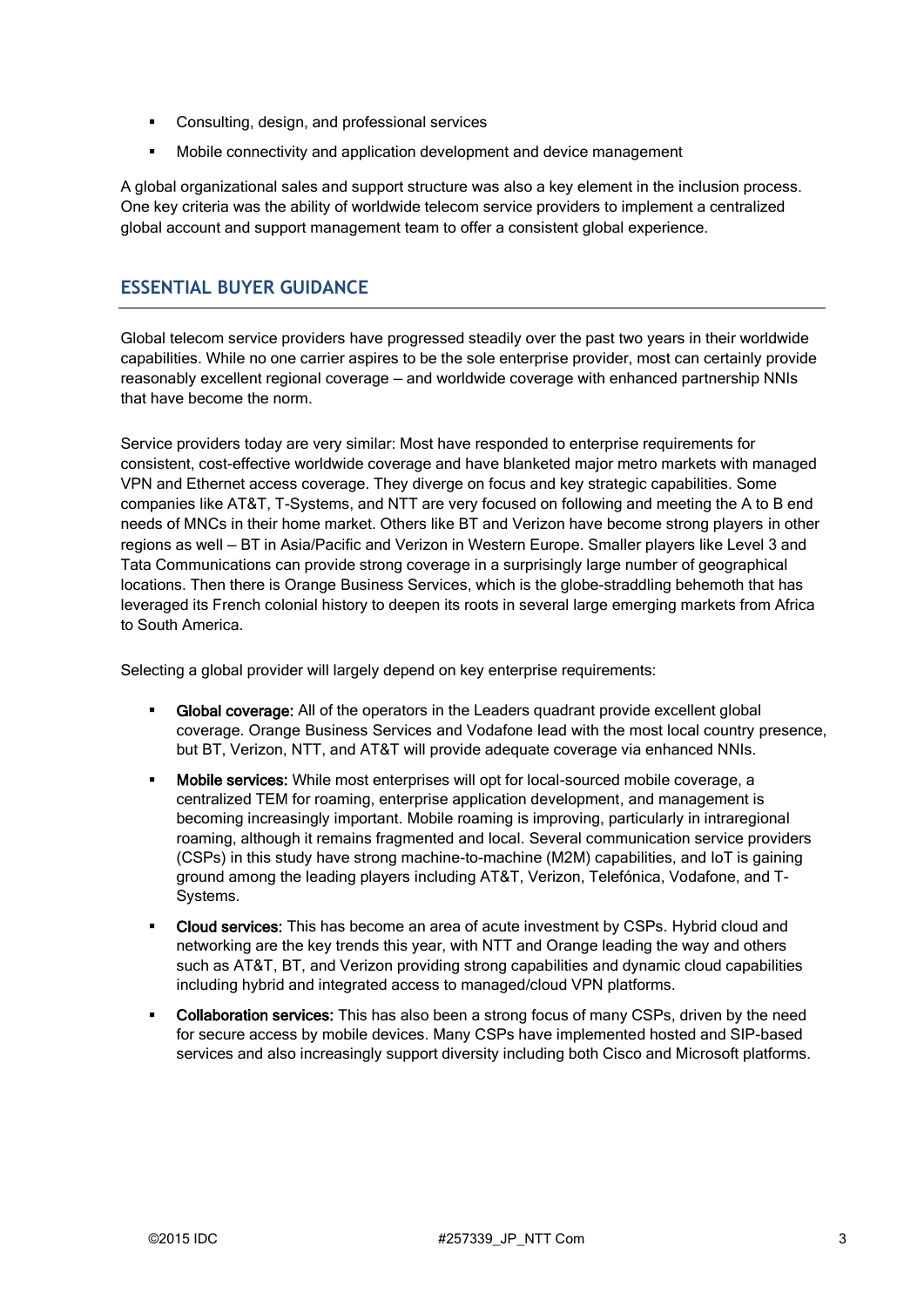- Consulting, design, and professional services
- Mobile connectivity and application development and device management

A global organizational sales and support structure was also a key element in the inclusion process. One key criteria was the ability of worldwide telecom service providers to implement a centralized global account and support management team to offer a consistent global experience.

## ESSENTIAL BUYER GUIDANCE

Global telecom service providers have progressed steadily over the past two years in their worldwide capabilities. While no one carrier aspires to be the sole enterprise provider, most can certainly provide reasonably excellent regional coverage — and worldwide coverage with enhanced partnership NNIs that have become the norm.

Service providers today are very similar: Most have responded to enterprise requirements for consistent, cost-effective worldwide coverage and have blanketed major metro markets with managed VPN and Ethernet access coverage. They diverge on focus and key strategic capabilities. Some companies like AT&T, T-Systems, and NTT are very focused on following and meeting the A to B end needs of MNCs in their home market. Others like BT and Verizon have become strong players in other regions as well — BT in Asia/Pacific and Verizon in Western Europe. Smaller players like Level 3 and Tata Communications can provide strong coverage in a surprisingly large number of geographical locations. Then there is Orange Business Services, which is the globe-straddling behemoth that has leveraged its French colonial history to deepen its roots in several large emerging markets from Africa to South America.

Selecting a global provider will largely depend on key enterprise requirements:

- **Global coverage:** All of the operators in the Leaders quadrant provide excellent global coverage. Orange Business Services and Vodafone lead with the most local country presence, but BT, Verizon, NTT, and AT&T will provide adequate coverage via enhanced NNIs.
- **Mobile services:** While most enterprises will opt for local-sourced mobile coverage, a centralized TEM for roaming, enterprise application development, and management is becoming increasingly important. Mobile roaming is improving, particularly in intraregional roaming, although it remains fragmented and local. Several communication service providers (CSPs) in this study have strong machine-to-machine (M2M) capabilities, and IoT is gaining ground among the leading players including AT&T, Verizon, Telefónica, Vodafone, and T-Systems.
- **Cloud services:** This has become an area of acute investment by CSPs. Hybrid cloud and networking are the key trends this year, with NTT and Orange leading the way and others such as AT&T, BT, and Verizon providing strong capabilities and dynamic cloud capabilities including hybrid and integrated access to managed/cloud VPN platforms.
- **Collaboration services:** This has also been a strong focus of many CSPs, driven by the need for secure access by mobile devices. Many CSPs have implemented hosted and SIP-based services and also increasingly support diversity including both Cisco and Microsoft platforms.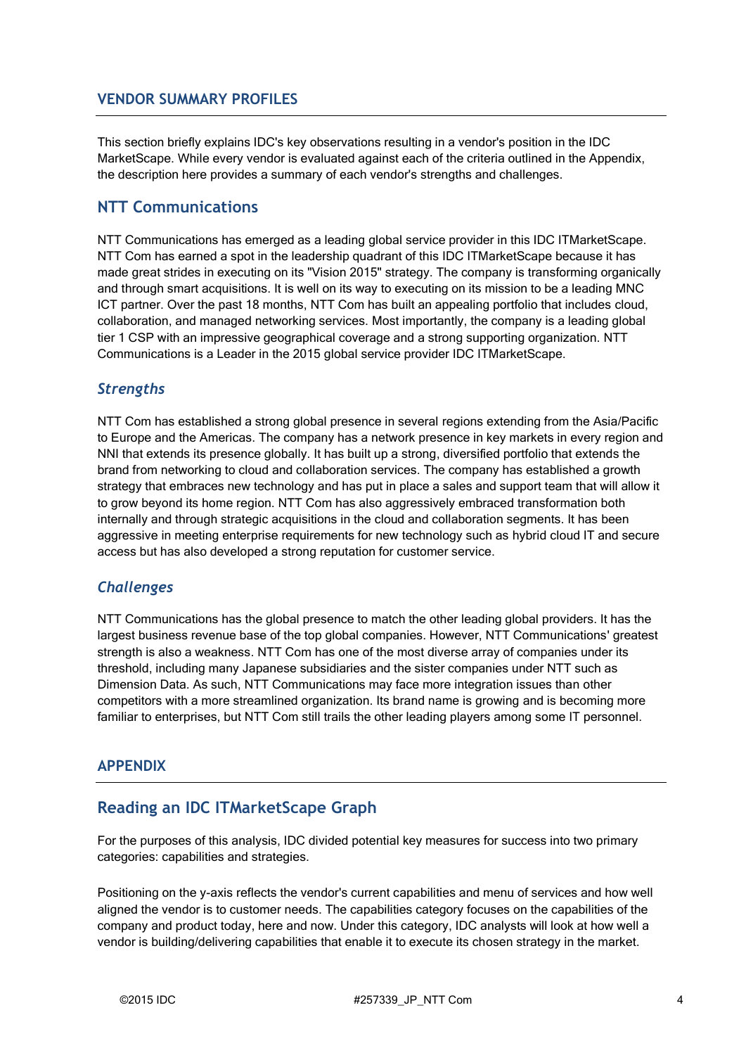## VENDOR SUMMARY PROFILES

This section briefly explains IDC's key observations resulting in a vendor's position in the IDC MarketScape. While every vendor is evaluated against each of the criteria outlined in the Appendix, the description here provides a summary of each vendor's strengths and challenges.

### NTT Communications

NTT Communications has emerged as a leading global service provider in this IDC ITMarketScape. NTT Com has earned a spot in the leadership quadrant of this IDC ITMarketScape because it has made great strides in executing on its "Vision 2015" strategy. The company is transforming organically and through smart acquisitions. It is well on its way to executing on its mission to be a leading MNC ICT partner. Over the past 18 months, NTT Com has built an appealing portfolio that includes cloud, collaboration, and managed networking services. Most importantly, the company is a leading global tier 1 CSP with an impressive geographical coverage and a strong supporting organization. NTT Communications is a Leader in the 2015 global service provider IDC ITMarketScape.

#### *Strengths*

NTT Com has established a strong global presence in several regions extending from the Asia/Pacific to Europe and the Americas. The company has a network presence in key markets in every region and NNI that extends its presence globally. It has built up a strong, diversified portfolio that extends the brand from networking to cloud and collaboration services. The company has established a growth strategy that embraces new technology and has put in place a sales and support team that will allow it to grow beyond its home region. NTT Com has also aggressively embraced transformation both internally and through strategic acquisitions in the cloud and collaboration segments. It has been aggressive in meeting enterprise requirements for new technology such as hybrid cloud IT and secure access but has also developed a strong reputation for customer service.

#### *Challenges*

NTT Communications has the global presence to match the other leading global providers. It has the largest business revenue base of the top global companies. However, NTT Communications' greatest strength is also a weakness. NTT Com has one of the most diverse array of companies under its threshold, including many Japanese subsidiaries and the sister companies under NTT such as Dimension Data. As such, NTT Communications may face more integration issues than other competitors with a more streamlined organization. Its brand name is growing and is becoming more familiar to enterprises, but NTT Com still trails the other leading players among some IT personnel.

## APPENDIX

### Reading an IDC ITMarketScape Graph

For the purposes of this analysis, IDC divided potential key measures for success into two primary categories: capabilities and strategies.

Positioning on the y-axis reflects the vendor's current capabilities and menu of services and how well aligned the vendor is to customer needs. The capabilities category focuses on the capabilities of the company and product today, here and now. Under this category, IDC analysts will look at how well a vendor is building/delivering capabilities that enable it to execute its chosen strategy in the market.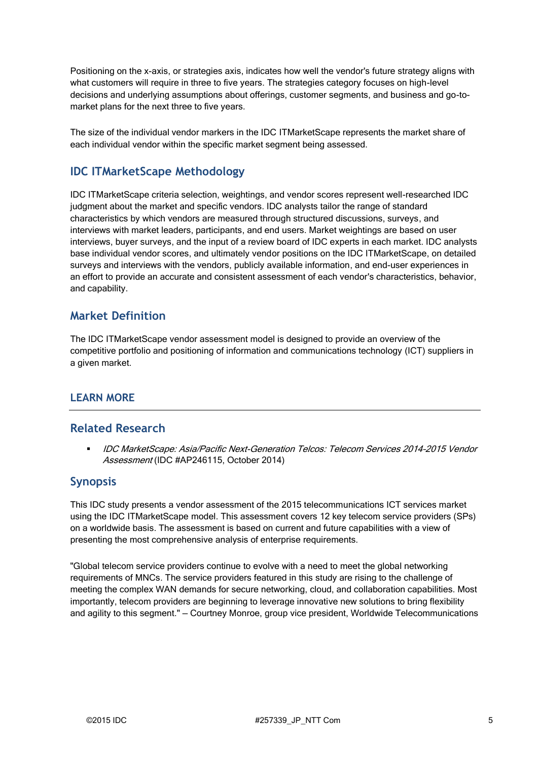Positioning on the x-axis, or strategies axis, indicates how well the vendor's future strategy aligns with what customers will require in three to five years. The strategies category focuses on high-level decisions and underlying assumptions about offerings, customer segments, and business and go-to-market plans for the next three to five years.

The size of the individual vendor markers in the IDC ITMarketScape represents the market share of each individual vendor within the specific market segment being assessed.

## IDC ITMarketScape Methodology

IDC ITMarketScape criteria selection, weightings, and vendor scores represent well-researched IDC judgment about the market and specific vendors. IDC analysts tailor the range of standard characteristics by which vendors are measured through structured discussions, surveys, and interviews with market leaders, participants, and end users. Market weightings are based on user interviews, buyer surveys, and the input of a review board of IDC experts in each market. IDC analysts base individual vendor scores, and ultimately vendor positions on the IDC ITMarketScape, on detailed surveys and interviews with the vendors, publicly available information, and end-user experiences in an effort to provide an accurate and consistent assessment of each vendor's characteristics, behavior, and capability.

## Market Definition

The IDC ITMarketScape vendor assessment model is designed to provide an overview of the competitive portfolio and positioning of information and communications technology (ICT) suppliers in a given market.

# LEARN MORE

## Related Research

- *IDC MarketScape: Asia/Pacific Next-Generation Telcos: Telecom Services 2014-2015 Vendor Assessment* (IDC #AP246115, October 2014)

## Synopsis

This IDC study presents a vendor assessment of the 2015 telecommunications ICT services market using the IDC ITMarketScape model. This assessment covers 12 key telecom service providers (SPs) on a worldwide basis. The assessment is based on current and future capabilities with a view of presenting the most comprehensive analysis of enterprise requirements.

"Global telecom service providers continue to evolve with a need to meet the global networking requirements of MNCs. The service providers featured in this study are rising to the challenge of meeting the complex WAN demands for secure networking, cloud, and collaboration capabilities. Most importantly, telecom providers are beginning to leverage innovative new solutions to bring flexibility and agility to this segment." – Courtney Monroe, group vice president, Worldwide Telecommunications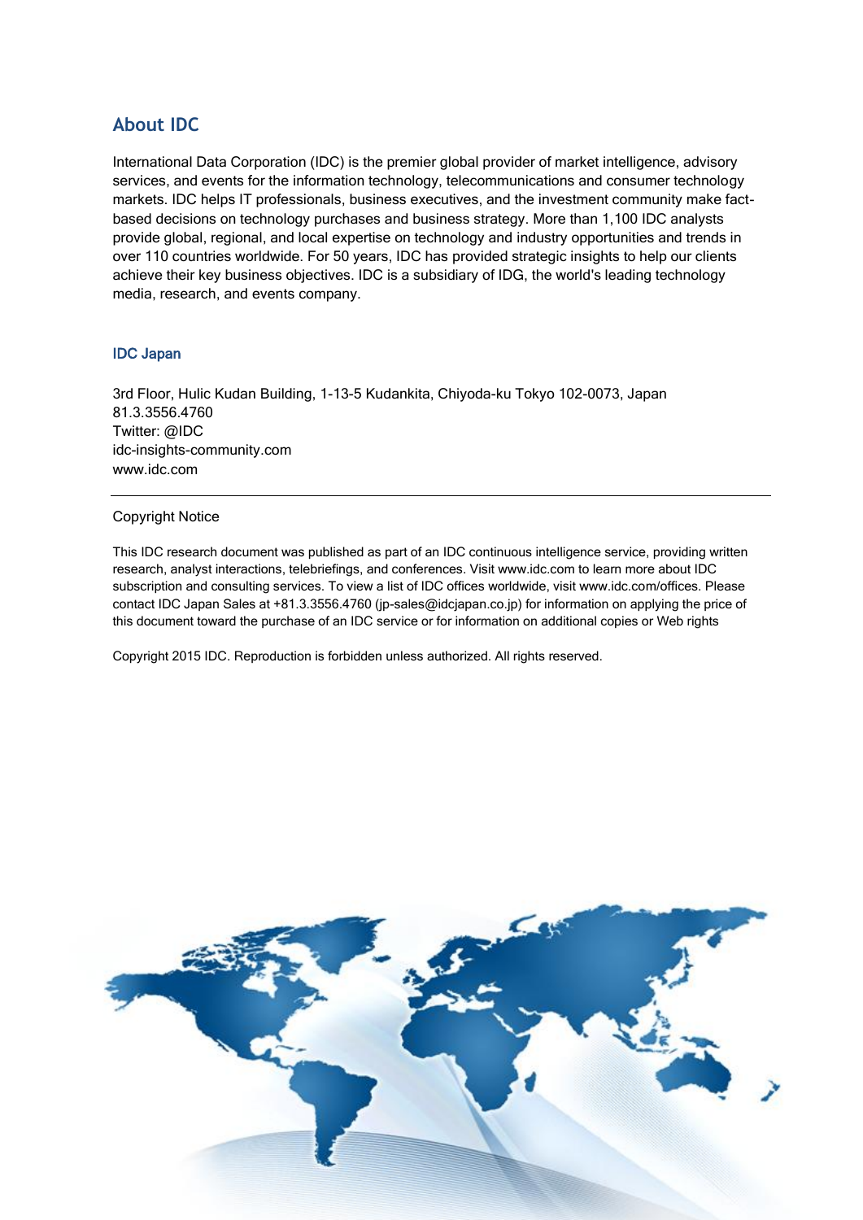## About IDC

International Data Corporation (IDC) is the premier global provider of market intelligence, advisory services, and events for the information technology, telecommunications and consumer technology markets. IDC helps IT professionals, business executives, and the investment community make fact-based decisions on technology purchases and business strategy. More than 1,100 IDC analysts provide global, regional, and local expertise on technology and industry opportunities and trends in over 110 countries worldwide. For 50 years, IDC has provided strategic insights to help our clients achieve their key business objectives. IDC is a subsidiary of IDG, the world's leading technology media, research, and events company.

### IDC Japan

3rd Floor, Hulic Kudan Building, 1-13-5 Kudankita, Chiyoda-ku Tokyo 102-0073, Japan
81.3.3556.4760
Twitter: @IDC
idc-insights-community.com
www.idc.com

---

Copyright Notice

This IDC research document was published as part of an IDC continuous intelligence service, providing written research, analyst interactions, telebriefings, and conferences. Visit www.idc.com to learn more about IDC subscription and consulting services. To view a list of IDC offices worldwide, visit www.idc.com/offices. Please contact IDC Japan Sales at +81.3.3556.4760 (jp-sales@idcjapan.co.jp) for information on applying the price of this document toward the purchase of an IDC service or for information on additional copies or Web rights

Copyright 2015 IDC. Reproduction is forbidden unless authorized. All rights reserved.